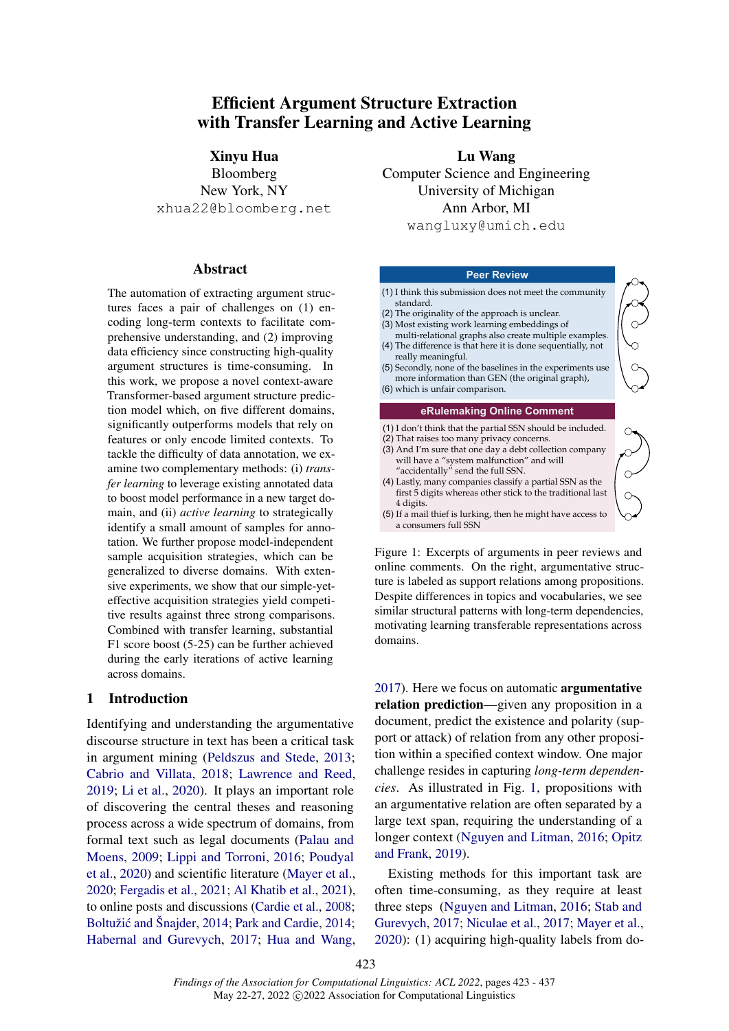# Efficient Argument Structure Extraction with Transfer Learning and Active Learning

**Xinyu Hua**
Bloomberg
New York, NY
xhua22@bloomberg.net

**Lu Wang**
Computer Science and Engineering
University of Michigan
Ann Arbor, MI
wangluxy@umich.edu

## Abstract

The automation of extracting argument structures faces a pair of challenges on (1) encoding long-term contexts to facilitate comprehensive understanding, and (2) improving data efficiency since constructing high-quality argument structures is time-consuming. In this work, we propose a novel context-aware Transformer-based argument structure prediction model which, on five different domains, significantly outperforms models that rely on features or only encode limited contexts. To tackle the difficulty of data annotation, we examine two complementary methods: (i) *transfer learning* to leverage existing annotated data to boost model performance in a new target domain, and (ii) *active learning* to strategically identify a small amount of samples for annotation. We further propose model-independent sample acquisition strategies, which can be generalized to diverse domains. With extensive experiments, we show that our simple-yet-effective acquisition strategies yield competitive results against three strong comparisons. Combined with transfer learning, substantial F1 score boost (5-25) can be further achieved during the early iterations of active learning across domains.

## 1 Introduction

Identifying and understanding the argumentative discourse structure in text has been a critical task in argument mining (Peldszus and Stede, 2013; Cabrio and Villata, 2018; Lawrence and Reed, 2019; Li et al., 2020). It plays an important role of discovering the central theses and reasoning process across a wide spectrum of domains, from formal text such as legal documents (Palau and Moens, 2009; Lippi and Torroni, 2016; Poudyal et al., 2020) and scientific literature (Mayer et al., 2020; Fergadis et al., 2021; Al Khatib et al., 2021), to online posts and discussions (Cardie et al., 2008; Boltužić and Šnajder, 2014; Park and Cardie, 2014; Habernal and Gurevych, 2017; Hua and Wang, 2017). Here we focus on automatic **argumentative relation prediction**—given any proposition in a document, predict the existence and polarity (support or attack) of relation from any other proposition within a specified context window. One major challenge resides in capturing *long-term dependencies*. As illustrated in Fig. 1, propositions with an argumentative relation are often separated by a large text span, requiring the understanding of a longer context (Nguyen and Litman, 2016; Opitz and Frank, 2019).

**Peer Review**

(1) I think this submission does not meet the community standard.
(2) The originality of the approach is unclear.
(3) Most existing work learning embeddings of multi-relational graphs also create multiple examples.
(4) The difference is that here it is done sequentially, not really meaningful.
(5) Secondly, none of the baselines in the experiments use more information than GEN (the original graph),
(6) which is unfair comparison.

**eRulemaking Online Comment**

(1) I don't think that the partial SSN should be included.
(2) That raises too many privacy concerns.
(3) And I'm sure that one day a debt collection company will have a "system malfunction" and will "accidentally" send the full SSN.
(4) Lastly, many companies classify a partial SSN as the first 5 digits whereas other stick to the traditional last 4 digits.
(5) If a mail thief is lurking, then he might have access to a consumers full SSN

Figure 1: Excerpts of arguments in peer reviews and online comments. On the right, argumentative structure is labeled as support relations among propositions. Despite differences in topics and vocabularies, we see similar structural patterns with long-term dependencies, motivating learning transferable representations across domains.

Existing methods for this important task are often time-consuming, as they require at least three steps (Nguyen and Litman, 2016; Stab and Gurevych, 2017; Niculae et al., 2017; Mayer et al., 2020): (1) acquiring high-quality labels from do-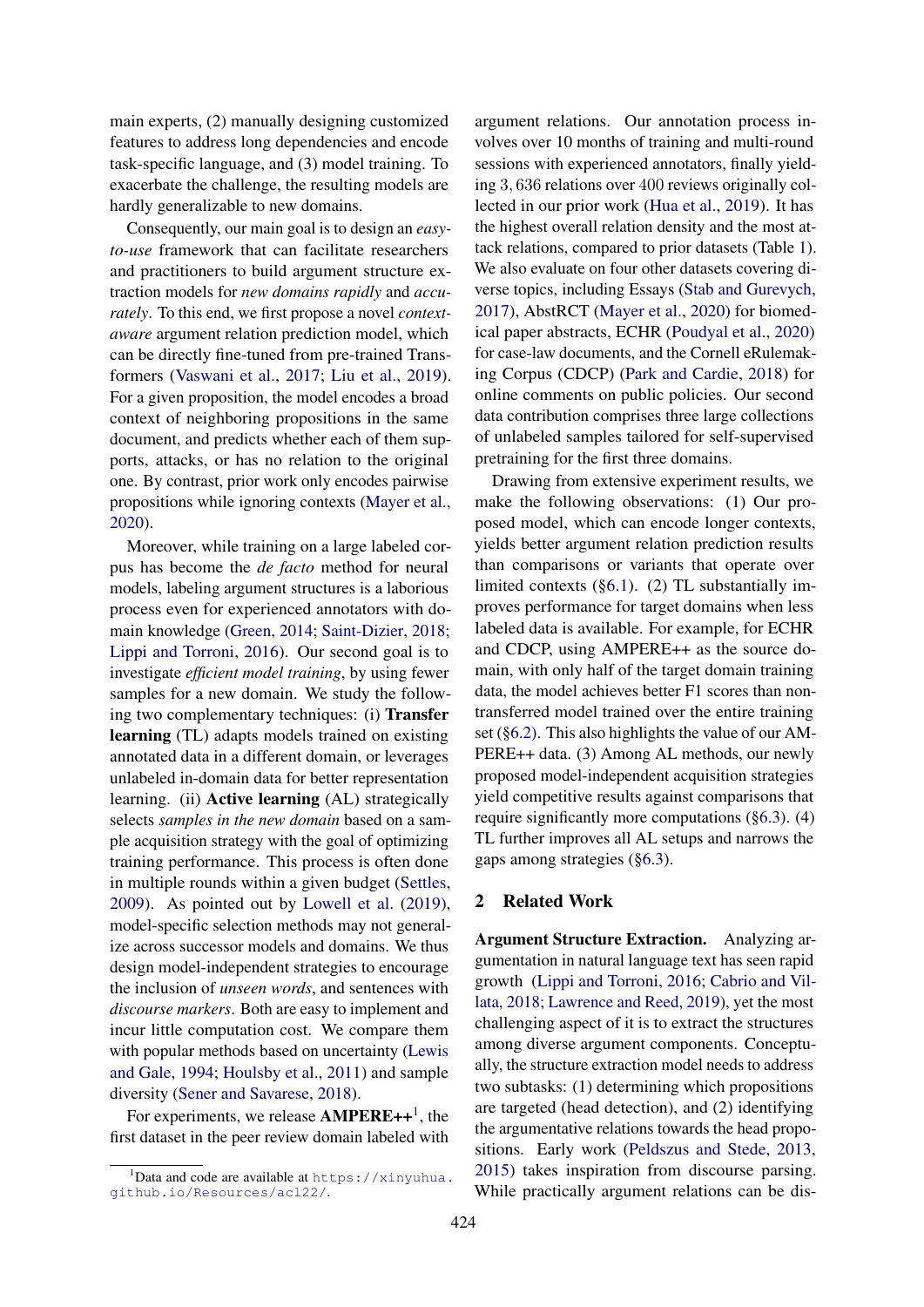main experts, (2) manually designing customized features to address long dependencies and encode task-specific language, and (3) model training. To exacerbate the challenge, the resulting models are hardly generalizable to new domains.

Consequently, our main goal is to design an *easy-to-use* framework that can facilitate researchers and practitioners to build argument structure extraction models for *new domains rapidly* and *accurately*. To this end, we first propose a novel *context-aware* argument relation prediction model, which can be directly fine-tuned from pre-trained Transformers (Vaswani et al., 2017; Liu et al., 2019). For a given proposition, the model encodes a broad context of neighboring propositions in the same document, and predicts whether each of them supports, attacks, or has no relation to the original one. By contrast, prior work only encodes pairwise propositions while ignoring contexts (Mayer et al., 2020).

Moreover, while training on a large labeled corpus has become the *de facto* method for neural models, labeling argument structures is a laborious process even for experienced annotators with domain knowledge (Green, 2014; Saint-Dizier, 2018; Lippi and Torroni, 2016). Our second goal is to investigate *efficient model training*, by using fewer samples for a new domain. We study the following two complementary techniques: (i) **Transfer learning** (TL) adapts models trained on existing annotated data in a different domain, or leverages unlabeled in-domain data for better representation learning. (ii) **Active learning** (AL) strategically selects *samples in the new domain* based on a sample acquisition strategy with the goal of optimizing training performance. This process is often done in multiple rounds within a given budget (Settles, 2009). As pointed out by Lowell et al. (2019), model-specific selection methods may not generalize across successor models and domains. We thus design model-independent strategies to encourage the inclusion of *unseen words*, and sentences with *discourse markers*. Both are easy to implement and incur little computation cost. We compare them with popular methods based on uncertainty (Lewis and Gale, 1994; Houlsby et al., 2011) and sample diversity (Sener and Savarese, 2018).

For experiments, we release **AMPERE++**[1], the first dataset in the peer review domain labeled with argument relations. Our annotation process involves over 10 months of training and multi-round sessions with experienced annotators, finally yielding $3,636$ relations over $400$ reviews originally collected in our prior work (Hua et al., 2019). It has the highest overall relation density and the most attack relations, compared to prior datasets (Table 1). We also evaluate on four other datasets covering diverse topics, including Essays (Stab and Gurevych, 2017), AbstRCT (Mayer et al., 2020) for biomedical paper abstracts, ECHR (Poudyal et al., 2020) for case-law documents, and the Cornell eRulemaking Corpus (CDCP) (Park and Cardie, 2018) for online comments on public policies. Our second data contribution comprises three large collections of unlabeled samples tailored for self-supervised pretraining for the first three domains.

Drawing from extensive experiment results, we make the following observations: (1) Our proposed model, which can encode longer contexts, yields better argument relation prediction results than comparisons or variants that operate over limited contexts (§6.1). (2) TL substantially improves performance for target domains when less labeled data is available. For example, for ECHR and CDCP, using AMPERE++ as the source domain, with only half of the target domain training data, the model achieves better F1 scores than non-transferred model trained over the entire training set (§6.2). This also highlights the value of our AMPERE++ data. (3) Among AL methods, our newly proposed model-independent acquisition strategies yield competitive results against comparisons that require significantly more computations (§6.3). (4) TL further improves all AL setups and narrows the gaps among strategies (§6.3).

## 2 Related Work

**Argument Structure Extraction.** Analyzing argumentation in natural language text has seen rapid growth (Lippi and Torroni, 2016; Cabrio and Villata, 2018; Lawrence and Reed, 2019), yet the most challenging aspect of it is to extract the structures among diverse argument components. Conceptually, the structure extraction model needs to address two subtasks: (1) determining which propositions are targeted (head detection), and (2) identifying the argumentative relations towards the head propositions. Early work (Peldszus and Stede, 2013, 2015) takes inspiration from discourse parsing. While practically argument relations can be dis-

[1] Data and code are available at https://xinyuhua.github.io/Resources/acl22/.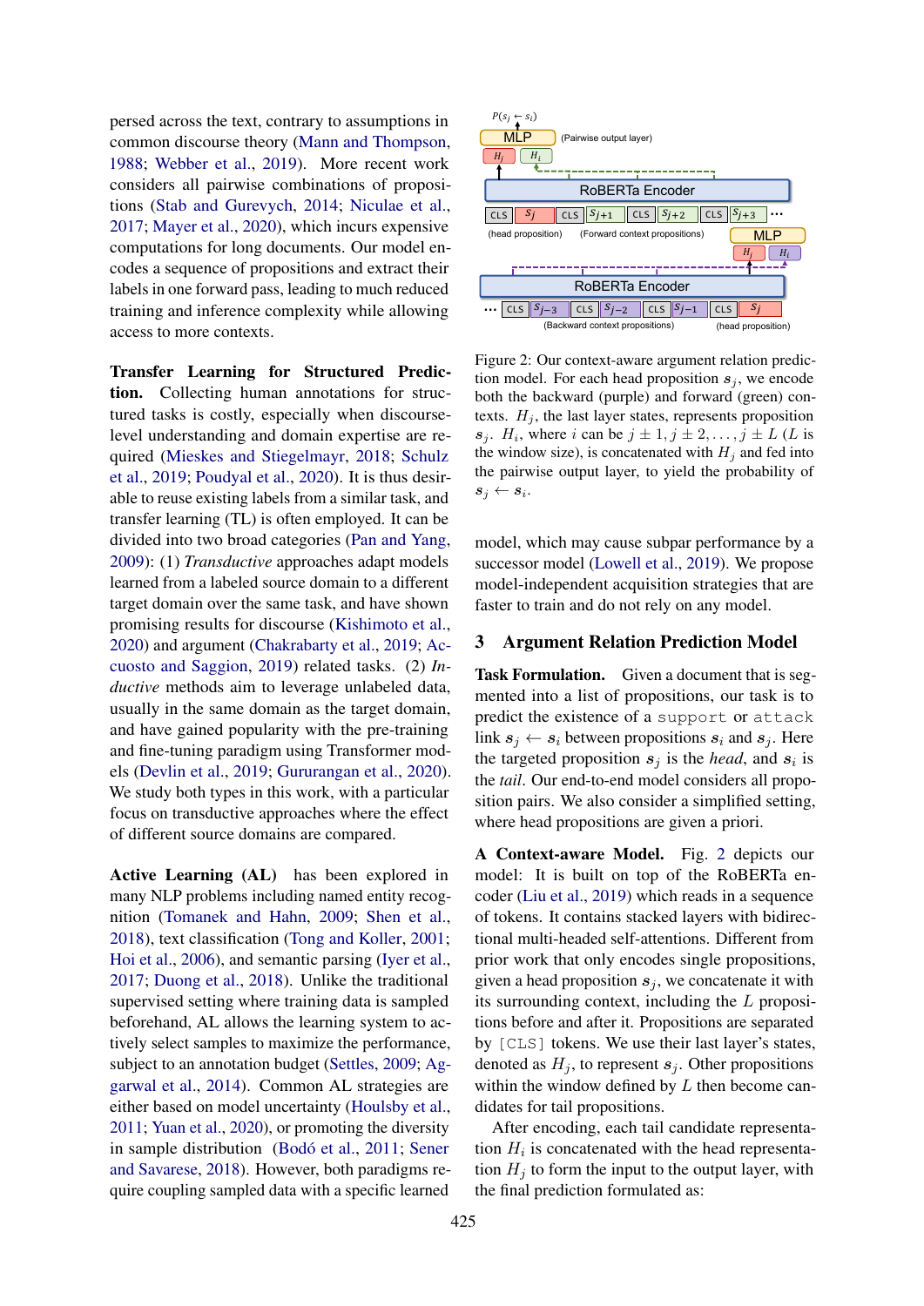persed across the text, contrary to assumptions in common discourse theory (Mann and Thompson, 1988; Webber et al., 2019). More recent work considers all pairwise combinations of propositions (Stab and Gurevych, 2014; Niculae et al., 2017; Mayer et al., 2020), which incurs expensive computations for long documents. Our model encodes a sequence of propositions and extract their labels in one forward pass, leading to much reduced training and inference complexity while allowing access to more contexts.

**Transfer Learning for Structured Prediction.** Collecting human annotations for structured tasks is costly, especially when discourse-level understanding and domain expertise are required (Mieskes and Stiegelmayr, 2018; Schulz et al., 2019; Poudyal et al., 2020). It is thus desirable to reuse existing labels from a similar task, and transfer learning (TL) is often employed. It can be divided into two broad categories (Pan and Yang, 2009): (1) *Transductive* approaches adapt models learned from a labeled source domain to a different target domain over the same task, and have shown promising results for discourse (Kishimoto et al., 2020) and argument (Chakrabarty et al., 2019; Accuosto and Saggion, 2019) related tasks. (2) *Inductive* methods aim to leverage unlabeled data, usually in the same domain as the target domain, and have gained popularity with the pre-training and fine-tuning paradigm using Transformer models (Devlin et al., 2019; Gururangan et al., 2020). We study both types in this work, with a particular focus on transductive approaches where the effect of different source domains are compared.

**Active Learning (AL)** has been explored in many NLP problems including named entity recognition (Tomanek and Hahn, 2009; Shen et al., 2018), text classification (Tong and Koller, 2001; Hoi et al., 2006), and semantic parsing (Iyer et al., 2017; Duong et al., 2018). Unlike the traditional supervised setting where training data is sampled beforehand, AL allows the learning system to actively select samples to maximize the performance, subject to an annotation budget (Settles, 2009; Aggarwal et al., 2014). Common AL strategies are either based on model uncertainty (Houlsby et al., 2011; Yuan et al., 2020), or promoting the diversity in sample distribution (Bodó et al., 2011; Sener and Savarese, 2018). However, both paradigms require coupling sampled data with a specific learned model, which may cause subpar performance by a successor model (Lowell et al., 2019). We propose model-independent acquisition strategies that are faster to train and do not rely on any model.

Figure 2: Our context-aware argument relation prediction model. For each head proposition $s_j$, we encode both the backward (purple) and forward (green) contexts. $H_j$, the last layer states, represents proposition $s_j$. $H_i$, where $i$ can be $j \pm 1, j \pm 2, \ldots, j \pm L$ ($L$ is the window size), is concatenated with $H_j$ and fed into the pairwise output layer, to yield the probability of $s_j \leftarrow s_i$.

## 3 Argument Relation Prediction Model

**Task Formulation.** Given a document that is segmented into a list of propositions, our task is to predict the existence of a `support` or `attack` link $s_j \leftarrow s_i$ between propositions $s_i$ and $s_j$. Here the targeted proposition $s_j$ is the *head*, and $s_i$ is the *tail*. Our end-to-end model considers all proposition pairs. We also consider a simplified setting, where head propositions are given a priori.

**A Context-aware Model.** Fig. 2 depicts our model: It is built on top of the RoBERTa encoder (Liu et al., 2019) which reads in a sequence of tokens. It contains stacked layers with bidirectional multi-headed self-attentions. Different from prior work that only encodes single propositions, given a head proposition $s_j$, we concatenate it with its surrounding context, including the $L$ propositions before and after it. Propositions are separated by `[CLS]` tokens. We use their last layer's states, denoted as $H_j$, to represent $s_j$. Other propositions within the window defined by $L$ then become candidates for tail propositions.

After encoding, each tail candidate representation $H_i$ is concatenated with the head representation $H_j$ to form the input to the output layer, with the final prediction formulated as: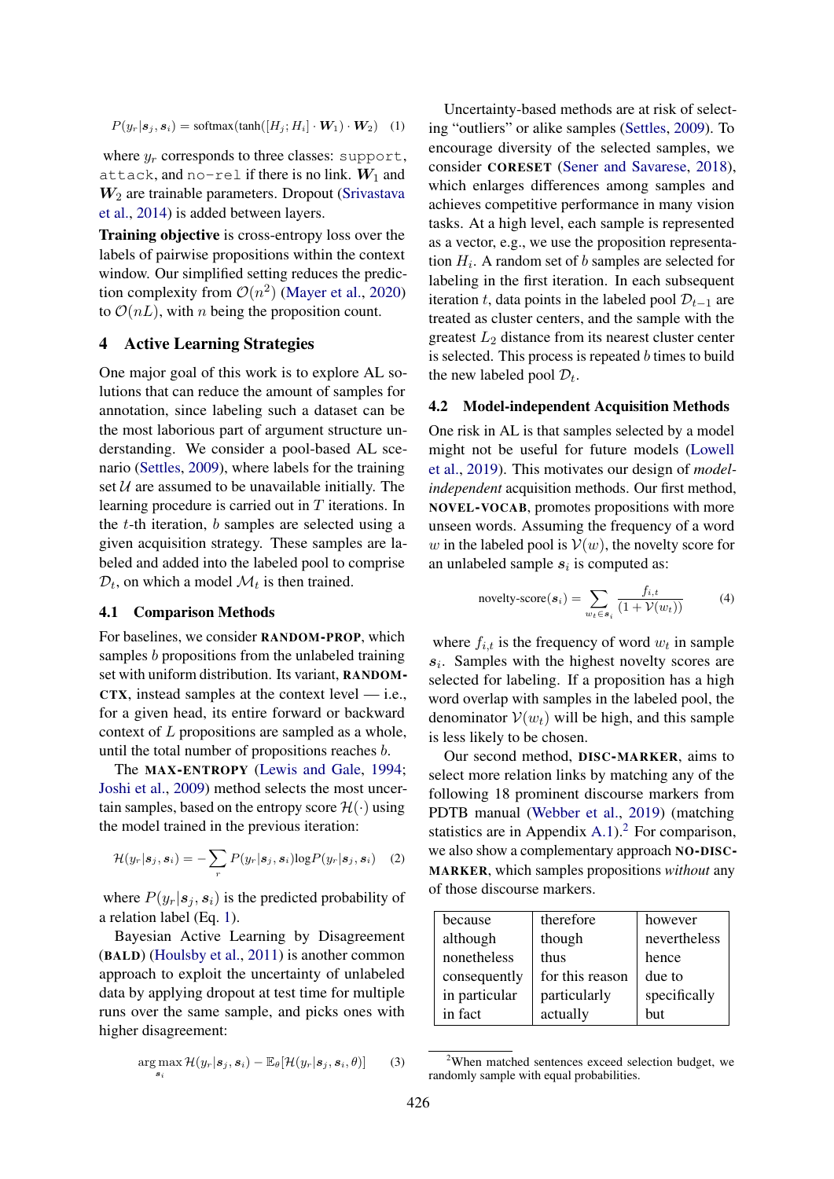$$P(y_r|\boldsymbol{s}_j, \boldsymbol{s}_i) = \text{softmax}(\tanh([H_j; H_i] \cdot \boldsymbol{W}_1) \cdot \boldsymbol{W}_2) \quad (1)$$

where $y_r$ corresponds to three classes: `support`, `attack`, and `no-rel` if there is no link. $\boldsymbol{W}_1$ and $\boldsymbol{W}_2$ are trainable parameters. Dropout (Srivastava et al., 2014) is added between layers.

**Training objective** is cross-entropy loss over the labels of pairwise propositions within the context window. Our simplified setting reduces the prediction complexity from $\mathcal{O}(n^2)$ (Mayer et al., 2020) to $\mathcal{O}(nL)$, with $n$ being the proposition count.

## 4 Active Learning Strategies

One major goal of this work is to explore AL solutions that can reduce the amount of samples for annotation, since labeling such a dataset can be the most laborious part of argument structure understanding. We consider a pool-based AL scenario (Settles, 2009), where labels for the training set $\mathcal{U}$ are assumed to be unavailable initially. The learning procedure is carried out in $T$ iterations. In the $t$-th iteration, $b$ samples are selected using a given acquisition strategy. These samples are labeled and added into the labeled pool to comprise $\mathcal{D}_t$, on which a model $\mathcal{M}_t$ is then trained.

### 4.1 Comparison Methods

For baselines, we consider RANDOM-PROP, which samples $b$ propositions from the unlabeled training set with uniform distribution. Its variant, RANDOM-CTX, instead samples at the context level — i.e., for a given head, its entire forward or backward context of $L$ propositions are sampled as a whole, until the total number of propositions reaches $b$.

The MAX-ENTROPY (Lewis and Gale, 1994; Joshi et al., 2009) method selects the most uncertain samples, based on the entropy score $\mathcal{H}(\cdot)$ using the model trained in the previous iteration:

$$\mathcal{H}(y_r|\boldsymbol{s}_j, \boldsymbol{s}_i) = -\sum_r P(y_r|\boldsymbol{s}_j, \boldsymbol{s}_i) \log P(y_r|\boldsymbol{s}_j, \boldsymbol{s}_i) \quad (2)$$

where $P(y_r|\boldsymbol{s}_j, \boldsymbol{s}_i)$ is the predicted probability of a relation label (Eq. 1).

Bayesian Active Learning by Disagreement (BALD) (Houlsby et al., 2011) is another common approach to exploit the uncertainty of unlabeled data by applying dropout at test time for multiple runs over the same sample, and picks ones with higher disagreement:

$$\arg\max_{\boldsymbol{s}_i} \mathcal{H}(y_r|\boldsymbol{s}_j, \boldsymbol{s}_i) - \mathbb{E}_\theta[\mathcal{H}(y_r|\boldsymbol{s}_j, \boldsymbol{s}_i, \theta)] \quad (3)$$

Uncertainty-based methods are at risk of selecting "outliers" or alike samples (Settles, 2009). To encourage diversity of the selected samples, we consider CORESET (Sener and Savarese, 2018), which enlarges differences among samples and achieves competitive performance in many vision tasks. At a high level, each sample is represented as a vector, e.g., we use the proposition representation $H_i$. A random set of $b$ samples are selected for labeling in the first iteration. In each subsequent iteration $t$, data points in the labeled pool $\mathcal{D}_{t-1}$ are treated as cluster centers, and the sample with the greatest $L_2$ distance from its nearest cluster center is selected. This process is repeated $b$ times to build the new labeled pool $\mathcal{D}_t$.

### 4.2 Model-independent Acquisition Methods

One risk in AL is that samples selected by a model might not be useful for future models (Lowell et al., 2019). This motivates our design of *model-independent* acquisition methods. Our first method, NOVEL-VOCAB, promotes propositions with more unseen words. Assuming the frequency of a word $w$ in the labeled pool is $\mathcal{V}(w)$, the novelty score for an unlabeled sample $\boldsymbol{s}_i$ is computed as:

$$\text{novelty-score}(\boldsymbol{s}_i) = \sum_{w_t \in \boldsymbol{s}_i} \frac{f_{i,t}}{(1 + \mathcal{V}(w_t))} \quad (4)$$

where $f_{i,t}$ is the frequency of word $w_t$ in sample $\boldsymbol{s}_i$. Samples with the highest novelty scores are selected for labeling. If a proposition has a high word overlap with samples in the labeled pool, the denominator $\mathcal{V}(w_t)$ will be high, and this sample is less likely to be chosen.

Our second method, DISC-MARKER, aims to select more relation links by matching any of the following 18 prominent discourse markers from PDTB manual (Webber et al., 2019) (matching statistics are in Appendix A.1).[2] For comparison, we also show a complementary approach NO-DISC-MARKER, which samples propositions *without* any of those discourse markers.

| | | |
|---|---|---|
| because | therefore | however |
| although | though | nevertheless |
| nonetheless | thus | hence |
| consequently | for this reason | due to |
| in particular | particularly | specifically |
| in fact | actually | but |

[2]When matched sentences exceed selection budget, we randomly sample with equal probabilities.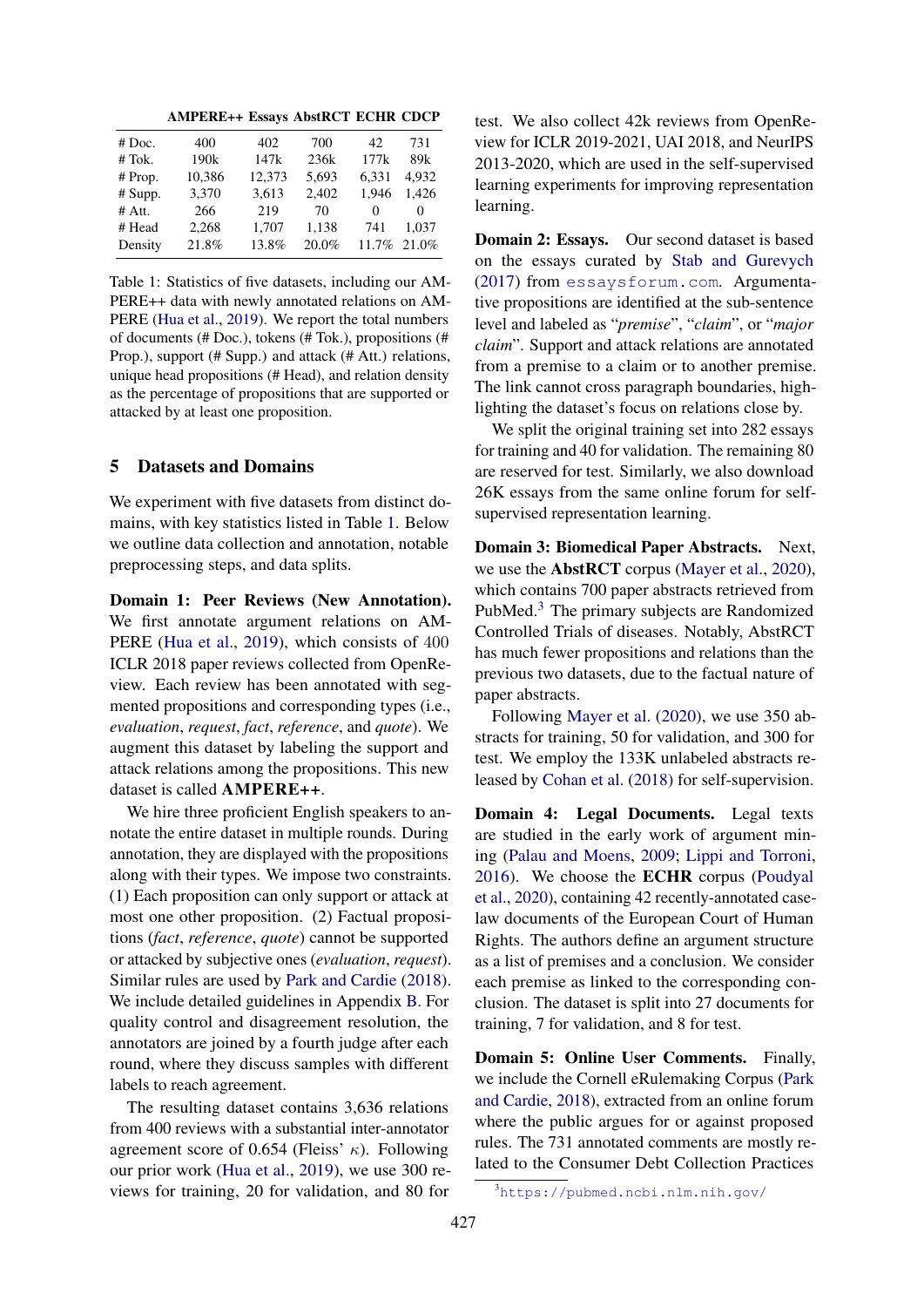|  | AMPERE++ | Essays | AbstRCT | ECHR | CDCP |
|---|---|---|---|---|---|
| # Doc. | 400 | 402 | 700 | 42 | 731 |
| # Tok. | 190k | 147k | 236k | 177k | 89k |
| # Prop. | 10,386 | 12,373 | 5,693 | 6,331 | 4,932 |
| # Supp. | 3,370 | 3,613 | 2,402 | 1,946 | 1,426 |
| # Att. | 266 | 219 | 70 | 0 | 0 |
| # Head | 2,268 | 1,707 | 1,138 | 741 | 1,037 |
| Density | 21.8% | 13.8% | 20.0% | 11.7% | 21.0% |

Table 1: Statistics of five datasets, including our AMPERE++ data with newly annotated relations on AMPERE (Hua et al., 2019). We report the total numbers of documents (# Doc.), tokens (# Tok.), propositions (# Prop.), support (# Supp.) and attack (# Att.) relations, unique head propositions (# Head), and relation density as the percentage of propositions that are supported or attacked by at least one proposition.

## 5 Datasets and Domains

We experiment with five datasets from distinct domains, with key statistics listed in Table 1. Below we outline data collection and annotation, notable preprocessing steps, and data splits.

**Domain 1: Peer Reviews (New Annotation).** We first annotate argument relations on AMPERE (Hua et al., 2019), which consists of 400 ICLR 2018 paper reviews collected from OpenReview. Each review has been annotated with segmented propositions and corresponding types (i.e., *evaluation*, *request*, *fact*, *reference*, and *quote*). We augment this dataset by labeling the support and attack relations among the propositions. This new dataset is called **AMPERE++**.

We hire three proficient English speakers to annotate the entire dataset in multiple rounds. During annotation, they are displayed with the propositions along with their types. We impose two constraints. (1) Each proposition can only support or attack at most one other proposition. (2) Factual propositions (*fact*, *reference*, *quote*) cannot be supported or attacked by subjective ones (*evaluation*, *request*). Similar rules are used by Park and Cardie (2018). We include detailed guidelines in Appendix B. For quality control and disagreement resolution, the annotators are joined by a fourth judge after each round, where they discuss samples with different labels to reach agreement.

The resulting dataset contains 3,636 relations from 400 reviews with a substantial inter-annotator agreement score of 0.654 (Fleiss' $\kappa$). Following our prior work (Hua et al., 2019), we use 300 reviews for training, 20 for validation, and 80 for test. We also collect 42k reviews from OpenReview for ICLR 2019-2021, UAI 2018, and NeurIPS 2013-2020, which are used in the self-supervised learning experiments for improving representation learning.

**Domain 2: Essays.** Our second dataset is based on the essays curated by Stab and Gurevych (2017) from essaysforum.com. Argumentative propositions are identified at the sub-sentence level and labeled as "*premise*", "*claim*", or "*major claim*". Support and attack relations are annotated from a premise to a claim or to another premise. The link cannot cross paragraph boundaries, highlighting the dataset's focus on relations close by.

We split the original training set into 282 essays for training and 40 for validation. The remaining 80 are reserved for test. Similarly, we also download 26K essays from the same online forum for self-supervised representation learning.

**Domain 3: Biomedical Paper Abstracts.** Next, we use the **AbstRCT** corpus (Mayer et al., 2020), which contains 700 paper abstracts retrieved from PubMed.[3] The primary subjects are Randomized Controlled Trials of diseases. Notably, AbstRCT has much fewer propositions and relations than the previous two datasets, due to the factual nature of paper abstracts.

Following Mayer et al. (2020), we use 350 abstracts for training, 50 for validation, and 300 for test. We employ the 133K unlabeled abstracts released by Cohan et al. (2018) for self-supervision.

**Domain 4: Legal Documents.** Legal texts are studied in the early work of argument mining (Palau and Moens, 2009; Lippi and Torroni, 2016). We choose the **ECHR** corpus (Poudyal et al., 2020), containing 42 recently-annotated case-law documents of the European Court of Human Rights. The authors define an argument structure as a list of premises and a conclusion. We consider each premise as linked to the corresponding conclusion. The dataset is split into 27 documents for training, 7 for validation, and 8 for test.

**Domain 5: Online User Comments.** Finally, we include the Cornell eRulemaking Corpus (Park and Cardie, 2018), extracted from an online forum where the public argues for or against proposed rules. The 731 annotated comments are mostly related to the Consumer Debt Collection Practices

[3] https://pubmed.ncbi.nlm.nih.gov/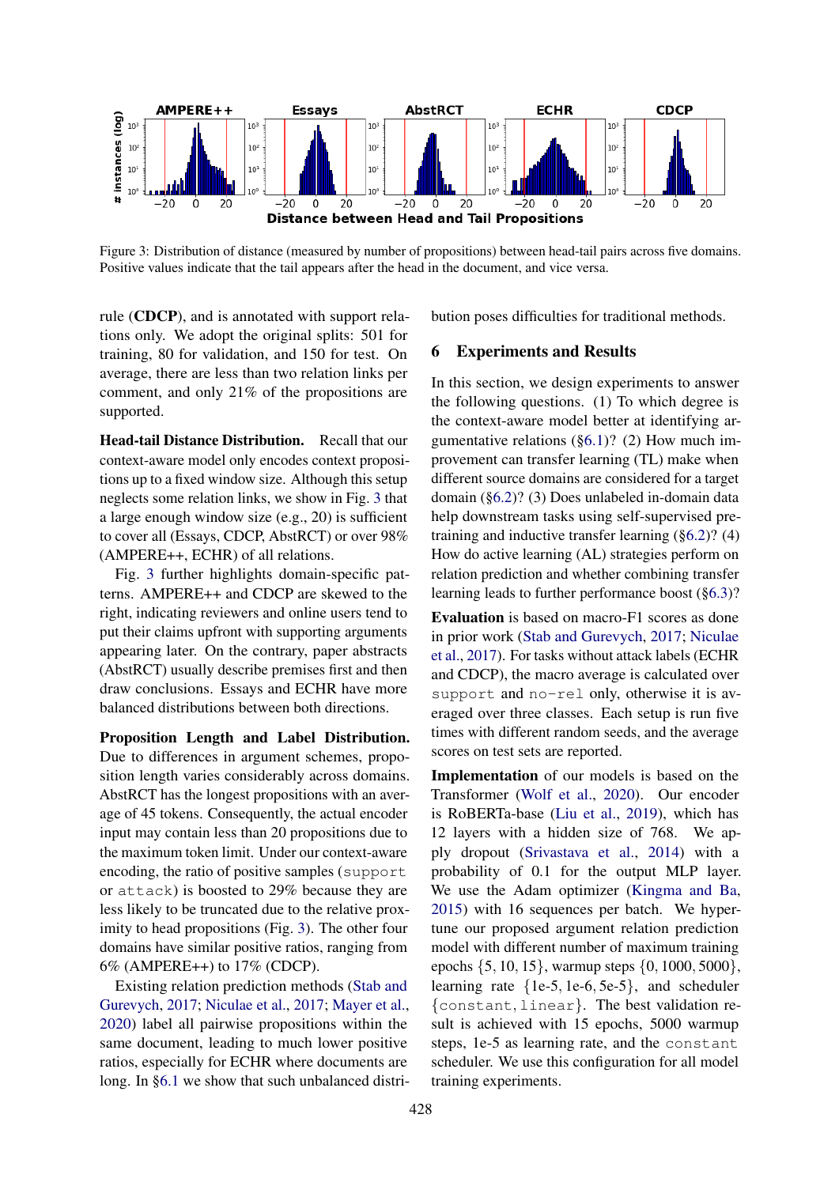Figure 3: Distribution of distance (measured by number of propositions) between head-tail pairs across five domains. Positive values indicate that the tail appears after the head in the document, and vice versa.

rule (**CDCP**), and is annotated with support relations only. We adopt the original splits: 501 for training, 80 for validation, and 150 for test. On average, there are less than two relation links per comment, and only 21% of the propositions are supported.

**Head-tail Distance Distribution.** Recall that our context-aware model only encodes context propositions up to a fixed window size. Although this setup neglects some relation links, we show in Fig. 3 that a large enough window size (e.g., 20) is sufficient to cover all (Essays, CDCP, AbstRCT) or over 98% (AMPERE++, ECHR) of all relations.

Fig. 3 further highlights domain-specific patterns. AMPERE++ and CDCP are skewed to the right, indicating reviewers and online users tend to put their claims upfront with supporting arguments appearing later. On the contrary, paper abstracts (AbstRCT) usually describe premises first and then draw conclusions. Essays and ECHR have more balanced distributions between both directions.

**Proposition Length and Label Distribution.** Due to differences in argument schemes, proposition length varies considerably across domains. AbstRCT has the longest propositions with an average of 45 tokens. Consequently, the actual encoder input may contain less than 20 propositions due to the maximum token limit. Under our context-aware encoding, the ratio of positive samples (`support` or `attack`) is boosted to 29% because they are less likely to be truncated due to the relative proximity to head propositions (Fig. 3). The other four domains have similar positive ratios, ranging from 6% (AMPERE++) to 17% (CDCP).

Existing relation prediction methods (Stab and Gurevych, 2017; Niculae et al., 2017; Mayer et al., 2020) label all pairwise propositions within the same document, leading to much lower positive ratios, especially for ECHR where documents are long. In §6.1 we show that such unbalanced distribution poses difficulties for traditional methods.

## 6 Experiments and Results

In this section, we design experiments to answer the following questions. (1) To which degree is the context-aware model better at identifying argumentative relations (§6.1)? (2) How much improvement can transfer learning (TL) make when different source domains are considered for a target domain (§6.2)? (3) Does unlabeled in-domain data help downstream tasks using self-supervised pre-training and inductive transfer learning (§6.2)? (4) How do active learning (AL) strategies perform on relation prediction and whether combining transfer learning leads to further performance boost (§6.3)?

**Evaluation** is based on macro-F1 scores as done in prior work (Stab and Gurevych, 2017; Niculae et al., 2017). For tasks without attack labels (ECHR and CDCP), the macro average is calculated over `support` and `no-rel` only, otherwise it is averaged over three classes. Each setup is run five times with different random seeds, and the average scores on test sets are reported.

**Implementation** of our models is based on the Transformer (Wolf et al., 2020). Our encoder is RoBERTa-base (Liu et al., 2019), which has 12 layers with a hidden size of 768. We apply dropout (Srivastava et al., 2014) with a probability of 0.1 for the output MLP layer. We use the Adam optimizer (Kingma and Ba, 2015) with 16 sequences per batch. We hypertune our proposed argument relation prediction model with different number of maximum training epochs $\{5, 10, 15\}$, warmup steps $\{0, 1000, 5000\}$, learning rate $\{$1e-5, 1e-6, 5e-5$\}$, and scheduler $\{$`constant`, `linear`$\}$. The best validation result is achieved with 15 epochs, 5000 warmup steps, 1e-5 as learning rate, and the `constant` scheduler. We use this configuration for all model training experiments.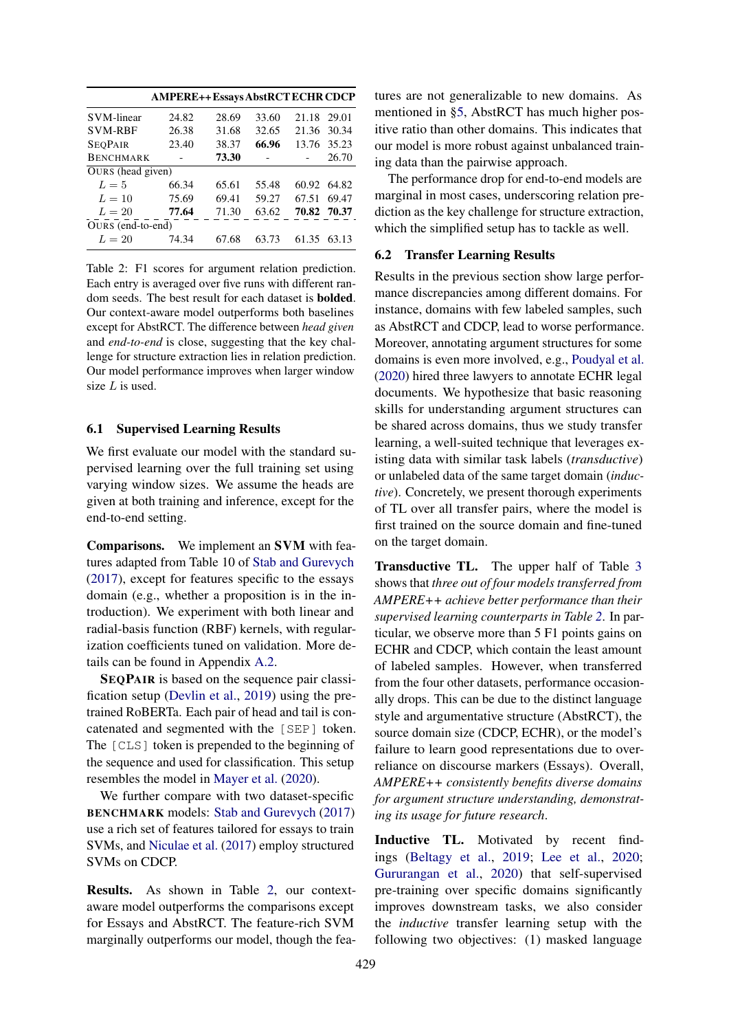| | AMPERE++ | Essays | AbstRCT | ECHR | CDCP |
|---|---|---|---|---|---|
| SVM-linear | 24.82 | 28.69 | 33.60 | 21.18 | 29.01 |
| SVM-RBF | 26.38 | 31.68 | 32.65 | 21.36 | 30.34 |
| SEQPAIR | 23.40 | 38.37 | **66.96** | 13.76 | 35.23 |
| BENCHMARK | - | **73.30** | - | - | 26.70 |
| OURS (head given) | | | | | |
| $L = 5$ | 66.34 | 65.61 | 55.48 | 60.92 | 64.82 |
| $L = 10$ | 75.69 | 69.41 | 59.27 | 67.51 | 69.47 |
| $L = 20$ | **77.64** | 71.30 | 63.62 | **70.82** | **70.37** |
| OURS (end-to-end) | | | | | |
| $L = 20$ | 74.34 | 67.68 | 63.73 | 61.35 | 63.13 |

Table 2: F1 scores for argument relation prediction. Each entry is averaged over five runs with different random seeds. The best result for each dataset is **bolded**. Our context-aware model outperforms both baselines except for AbstRCT. The difference between *head given* and *end-to-end* is close, suggesting that the key challenge for structure extraction lies in relation prediction. Our model performance improves when larger window size $L$ is used.

### 6.1 Supervised Learning Results

We first evaluate our model with the standard supervised learning over the full training set using varying window sizes. We assume the heads are given at both training and inference, except for the end-to-end setting.

**Comparisons.** We implement an **SVM** with features adapted from Table 10 of Stab and Gurevych (2017), except for features specific to the essays domain (e.g., whether a proposition is in the introduction). We experiment with both linear and radial-basis function (RBF) kernels, with regularization coefficients tuned on validation. More details can be found in Appendix A.2.

**SEQPAIR** is based on the sequence pair classification setup (Devlin et al., 2019) using the pre-trained RoBERTa. Each pair of head and tail is concatenated and segmented with the [SEP] token. The [CLS] token is prepended to the beginning of the sequence and used for classification. This setup resembles the model in Mayer et al. (2020).

We further compare with two dataset-specific **BENCHMARK** models: Stab and Gurevych (2017) use a rich set of features tailored for essays to train SVMs, and Niculae et al. (2017) employ structured SVMs on CDCP.

**Results.** As shown in Table 2, our context-aware model outperforms the comparisons except for Essays and AbstRCT. The feature-rich SVM marginally outperforms our model, though the features are not generalizable to new domains. As mentioned in §5, AbstRCT has much higher positive ratio than other domains. This indicates that our model is more robust against unbalanced training data than the pairwise approach.

The performance drop for end-to-end models are marginal in most cases, underscoring relation prediction as the key challenge for structure extraction, which the simplified setup has to tackle as well.

### 6.2 Transfer Learning Results

Results in the previous section show large performance discrepancies among different domains. For instance, domains with few labeled samples, such as AbstRCT and CDCP, lead to worse performance. Moreover, annotating argument structures for some domains is even more involved, e.g., Poudyal et al. (2020) hired three lawyers to annotate ECHR legal documents. We hypothesize that basic reasoning skills for understanding argument structures can be shared across domains, thus we study transfer learning, a well-suited technique that leverages existing data with similar task labels (*transductive*) or unlabeled data of the same target domain (*inductive*). Concretely, we present thorough experiments of TL over all transfer pairs, where the model is first trained on the source domain and fine-tuned on the target domain.

**Transductive TL.** The upper half of Table 3 shows that *three out of four models transferred from AMPERE++ achieve better performance than their supervised learning counterparts in Table 2*. In particular, we observe more than 5 F1 points gains on ECHR and CDCP, which contain the least amount of labeled samples. However, when transferred from the four other datasets, performance occasionally drops. This can be due to the distinct language style and argumentative structure (AbstRCT), the source domain size (CDCP, ECHR), or the model's failure to learn good representations due to overreliance on discourse markers (Essays). Overall, *AMPERE++ consistently benefits diverse domains for argument structure understanding, demonstrating its usage for future research*.

**Inductive TL.** Motivated by recent findings (Beltagy et al., 2019; Lee et al., 2020; Gururangan et al., 2020) that self-supervised pre-training over specific domains significantly improves downstream tasks, we also consider the *inductive* transfer learning setup with the following two objectives: (1) masked language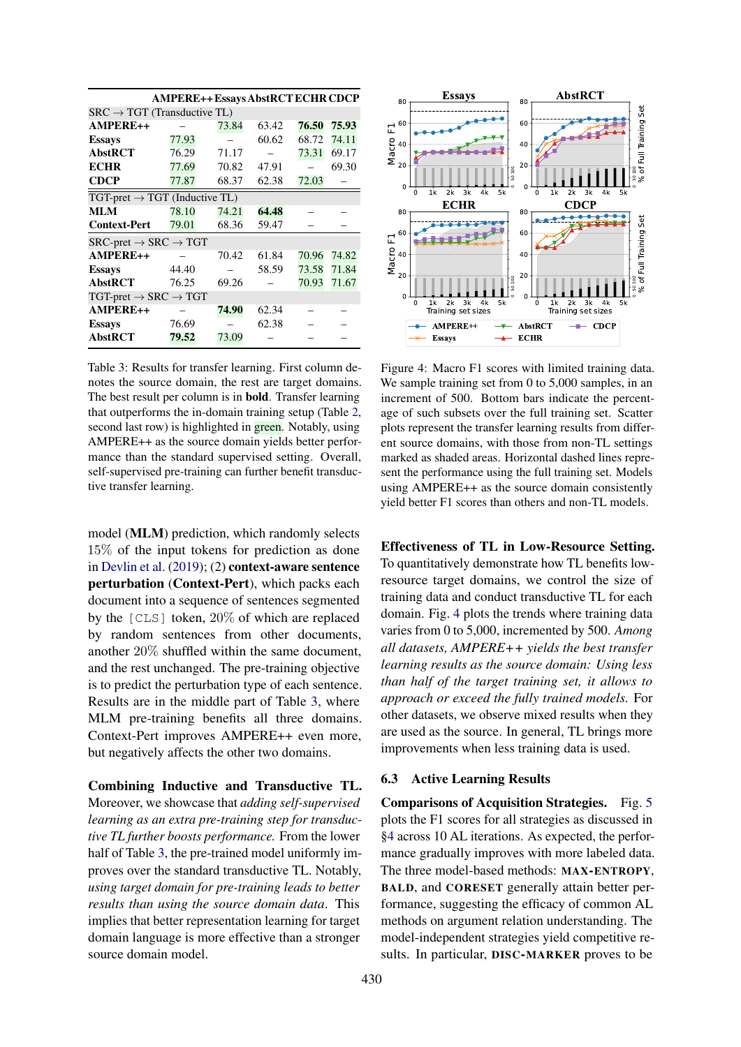| | AMPERE++ | Essays | AbstRCT | ECHR | CDCP |
|---|---|---|---|---|---|
| SRC → TGT (Transductive TL) | | | | | |
| **AMPERE++** | – | 73.84 | 63.42 | **76.50** | **75.93** |
| **Essays** | 77.93 | – | 60.62 | 68.72 | 74.11 |
| **AbstRCT** | 76.29 | 71.17 | – | 73.31 | 69.17 |
| **ECHR** | 77.69 | 70.82 | 47.91 | – | 69.30 |
| **CDCP** | 77.87 | 68.37 | 62.38 | 72.03 | – |
| TGT-pret → TGT (Inductive TL) | | | | | |
| **MLM** | 78.10 | 74.21 | **64.48** | – | – |
| **Context-Pert** | 79.01 | 68.36 | 59.47 | – | – |
| SRC-pret → SRC → TGT | | | | | |
| **AMPERE++** | – | 70.42 | 61.84 | 70.96 | 74.82 |
| **Essays** | 44.40 | – | 58.59 | 73.58 | 71.84 |
| **AbstRCT** | 76.25 | 69.26 | – | 70.93 | 71.67 |
| TGT-pret → SRC → TGT | | | | | |
| **AMPERE++** | – | **74.90** | 62.34 | – | – |
| **Essays** | 76.69 | – | 62.38 | – | – |
| **AbstRCT** | **79.52** | 73.09 | – | – | – |

Table 3: Results for transfer learning. First column denotes the source domain, the rest are target domains. The best result per column is in **bold**. Transfer learning that outperforms the in-domain training setup (Table 2, second last row) is highlighted in green. Notably, using AMPERE++ as the source domain yields better performance than the standard supervised setting. Overall, self-supervised pre-training can further benefit transductive transfer learning.

model (**MLM**) prediction, which randomly selects 15% of the input tokens for prediction as done in Devlin et al. (2019); (2) **context-aware sentence perturbation** (**Context-Pert**), which packs each document into a sequence of sentences segmented by the [CLS] token, 20% of which are replaced by random sentences from other documents, another 20% shuffled within the same document, and the rest unchanged. The pre-training objective is to predict the perturbation type of each sentence. Results are in the middle part of Table 3, where MLM pre-training benefits all three domains. Context-Pert improves AMPERE++ even more, but negatively affects the other two domains.

**Combining Inductive and Transductive TL.** Moreover, we showcase that *adding self-supervised learning as an extra pre-training step for transductive TL further boosts performance.* From the lower half of Table 3, the pre-trained model uniformly improves over the standard transductive TL. Notably, *using target domain for pre-training leads to better results than using the source domain data.* This implies that better representation learning for target domain language is more effective than a stronger source domain model.

Figure 4: Macro F1 scores with limited training data. We sample training set from 0 to 5,000 samples, in an increment of 500. Bottom bars indicate the percentage of such subsets over the full training set. Scatter plots represent the transfer learning results from different source domains, with those from non-TL settings marked as shaded areas. Horizontal dashed lines represent the performance using the full training set. Models using AMPERE++ as the source domain consistently yield better F1 scores than others and non-TL models.

**Effectiveness of TL in Low-Resource Setting.** To quantitatively demonstrate how TL benefits low-resource target domains, we control the size of training data and conduct transductive TL for each domain. Fig. 4 plots the trends where training data varies from 0 to 5,000, incremented by 500. *Among all datasets, AMPERE++ yields the best transfer learning results as the source domain: Using less than half of the target training set, it allows to approach or exceed the fully trained models.* For other datasets, we observe mixed results when they are used as the source. In general, TL brings more improvements when less training data is used.

### 6.3 Active Learning Results

**Comparisons of Acquisition Strategies.** Fig. 5 plots the F1 scores for all strategies as discussed in §4 across 10 AL iterations. As expected, the performance gradually improves with more labeled data. The three model-based methods: MAX-ENTROPY, BALD, and CORESET generally attain better performance, suggesting the efficacy of common AL methods on argument relation understanding. The model-independent strategies yield competitive results. In particular, DISC-MARKER proves to be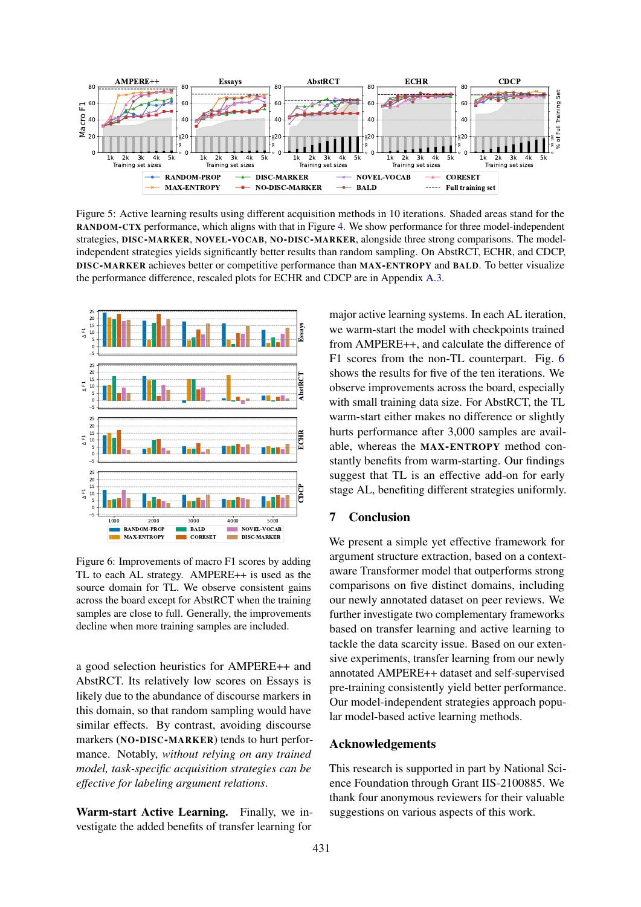Figure 5: Active learning results using different acquisition methods in 10 iterations. Shaded areas stand for the RANDOM-CTX performance, which aligns with that in Figure 4. We show performance for three model-independent strategies, DISC-MARKER, NOVEL-VOCAB, NO-DISC-MARKER, alongside three strong comparisons. The model-independent strategies yields significantly better results than random sampling. On AbstRCT, ECHR, and CDCP, DISC-MARKER achieves better or competitive performance than MAX-ENTROPY and BALD. To better visualize the performance difference, rescaled plots for ECHR and CDCP are in Appendix A.3.

Figure 6: Improvements of macro F1 scores by adding TL to each AL strategy. AMPERE++ is used as the source domain for TL. We observe consistent gains across the board except for AbstRCT when the training samples are close to full. Generally, the improvements decline when more training samples are included.

a good selection heuristics for AMPERE++ and AbstRCT. Its relatively low scores on Essays is likely due to the abundance of discourse markers in this domain, so that random sampling would have similar effects. By contrast, avoiding discourse markers (NO-DISC-MARKER) tends to hurt performance. Notably, *without relying on any trained model, task-specific acquisition strategies can be effective for labeling argument relations.*

**Warm-start Active Learning.** Finally, we investigate the added benefits of transfer learning for major active learning systems. In each AL iteration, we warm-start the model with checkpoints trained from AMPERE++, and calculate the difference of F1 scores from the non-TL counterpart. Fig. 6 shows the results for five of the ten iterations. We observe improvements across the board, especially with small training data size. For AbstRCT, the TL warm-start either makes no difference or slightly hurts performance after 3,000 samples are available, whereas the MAX-ENTROPY method constantly benefits from warm-starting. Our findings suggest that TL is an effective add-on for early stage AL, benefiting different strategies uniformly.

## 7 Conclusion

We present a simple yet effective framework for argument structure extraction, based on a context-aware Transformer model that outperforms strong comparisons on five distinct domains, including our newly annotated dataset on peer reviews. We further investigate two complementary frameworks based on transfer learning and active learning to tackle the data scarcity issue. Based on our extensive experiments, transfer learning from our newly annotated AMPERE++ dataset and self-supervised pre-training consistently yield better performance. Our model-independent strategies approach popular model-based active learning methods.

## Acknowledgements

This research is supported in part by National Science Foundation through Grant IIS-2100885. We thank four anonymous reviewers for their valuable suggestions on various aspects of this work.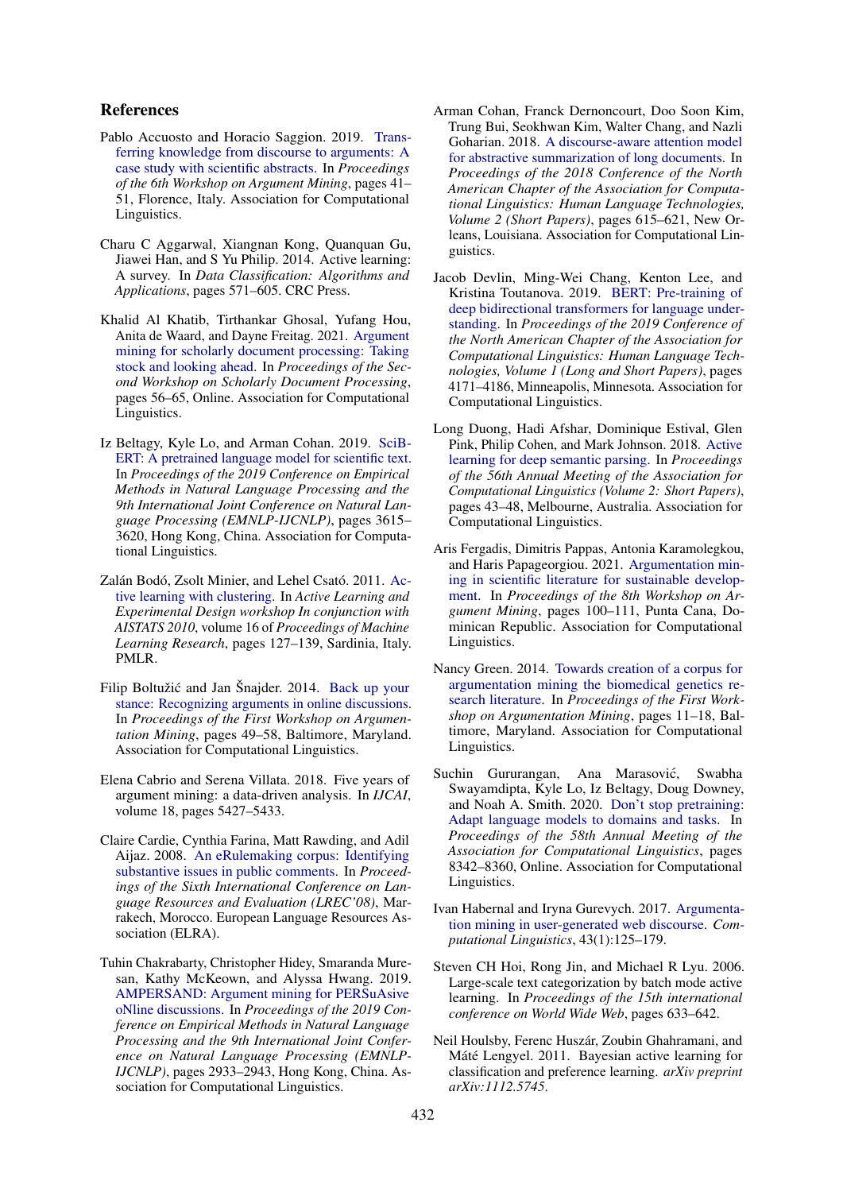## References

Pablo Accuosto and Horacio Saggion. 2019. Transferring knowledge from discourse to arguments: A case study with scientific abstracts. In *Proceedings of the 6th Workshop on Argument Mining*, pages 41–51, Florence, Italy. Association for Computational Linguistics.

Charu C Aggarwal, Xiangnan Kong, Quanquan Gu, Jiawei Han, and S Yu Philip. 2014. Active learning: A survey. In *Data Classification: Algorithms and Applications*, pages 571–605. CRC Press.

Khalid Al Khatib, Tirthankar Ghosal, Yufang Hou, Anita de Waard, and Dayne Freitag. 2021. Argument mining for scholarly document processing: Taking stock and looking ahead. In *Proceedings of the Second Workshop on Scholarly Document Processing*, pages 56–65, Online. Association for Computational Linguistics.

Iz Beltagy, Kyle Lo, and Arman Cohan. 2019. SciBERT: A pretrained language model for scientific text. In *Proceedings of the 2019 Conference on Empirical Methods in Natural Language Processing and the 9th International Joint Conference on Natural Language Processing (EMNLP-IJCNLP)*, pages 3615–3620, Hong Kong, China. Association for Computational Linguistics.

Zalán Bodó, Zsolt Minier, and Lehel Csató. 2011. Active learning with clustering. In *Active Learning and Experimental Design workshop In conjunction with AISTATS 2010*, volume 16 of *Proceedings of Machine Learning Research*, pages 127–139, Sardinia, Italy. PMLR.

Filip Boltužić and Jan Šnajder. 2014. Back up your stance: Recognizing arguments in online discussions. In *Proceedings of the First Workshop on Argumentation Mining*, pages 49–58, Baltimore, Maryland. Association for Computational Linguistics.

Elena Cabrio and Serena Villata. 2018. Five years of argument mining: a data-driven analysis. In *IJCAI*, volume 18, pages 5427–5433.

Claire Cardie, Cynthia Farina, Matt Rawding, and Adil Aijaz. 2008. An eRulemaking corpus: Identifying substantive issues in public comments. In *Proceedings of the Sixth International Conference on Language Resources and Evaluation (LREC'08)*, Marrakech, Morocco. European Language Resources Association (ELRA).

Tuhin Chakrabarty, Christopher Hidey, Smaranda Muresan, Kathy McKeown, and Alyssa Hwang. 2019. AMPERSAND: Argument mining for PERSuAsive oNline discussions. In *Proceedings of the 2019 Conference on Empirical Methods in Natural Language Processing and the 9th International Joint Conference on Natural Language Processing (EMNLP-IJCNLP)*, pages 2933–2943, Hong Kong, China. Association for Computational Linguistics.

Arman Cohan, Franck Dernoncourt, Doo Soon Kim, Trung Bui, Seokhwan Kim, Walter Chang, and Nazli Goharian. 2018. A discourse-aware attention model for abstractive summarization of long documents. In *Proceedings of the 2018 Conference of the North American Chapter of the Association for Computational Linguistics: Human Language Technologies, Volume 2 (Short Papers)*, pages 615–621, New Orleans, Louisiana. Association for Computational Linguistics.

Jacob Devlin, Ming-Wei Chang, Kenton Lee, and Kristina Toutanova. 2019. BERT: Pre-training of deep bidirectional transformers for language understanding. In *Proceedings of the 2019 Conference of the North American Chapter of the Association for Computational Linguistics: Human Language Technologies, Volume 1 (Long and Short Papers)*, pages 4171–4186, Minneapolis, Minnesota. Association for Computational Linguistics.

Long Duong, Hadi Afshar, Dominique Estival, Glen Pink, Philip Cohen, and Mark Johnson. 2018. Active learning for deep semantic parsing. In *Proceedings of the 56th Annual Meeting of the Association for Computational Linguistics (Volume 2: Short Papers)*, pages 43–48, Melbourne, Australia. Association for Computational Linguistics.

Aris Fergadis, Dimitris Pappas, Antonia Karamolegkou, and Haris Papageorgiou. 2021. Argumentation mining in scientific literature for sustainable development. In *Proceedings of the 8th Workshop on Argument Mining*, pages 100–111, Punta Cana, Dominican Republic. Association for Computational Linguistics.

Nancy Green. 2014. Towards creation of a corpus for argumentation mining the biomedical genetics research literature. In *Proceedings of the First Workshop on Argumentation Mining*, pages 11–18, Baltimore, Maryland. Association for Computational Linguistics.

Suchin Gururangan, Ana Marasović, Swabha Swayamdipta, Kyle Lo, Iz Beltagy, Doug Downey, and Noah A. Smith. 2020. Don't stop pretraining: Adapt language models to domains and tasks. In *Proceedings of the 58th Annual Meeting of the Association for Computational Linguistics*, pages 8342–8360, Online. Association for Computational Linguistics.

Ivan Habernal and Iryna Gurevych. 2017. Argumentation mining in user-generated web discourse. *Computational Linguistics*, 43(1):125–179.

Steven CH Hoi, Rong Jin, and Michael R Lyu. 2006. Large-scale text categorization by batch mode active learning. In *Proceedings of the 15th international conference on World Wide Web*, pages 633–642.

Neil Houlsby, Ferenc Huszár, Zoubin Ghahramani, and Máté Lengyel. 2011. Bayesian active learning for classification and preference learning. *arXiv preprint arXiv:1112.5745*.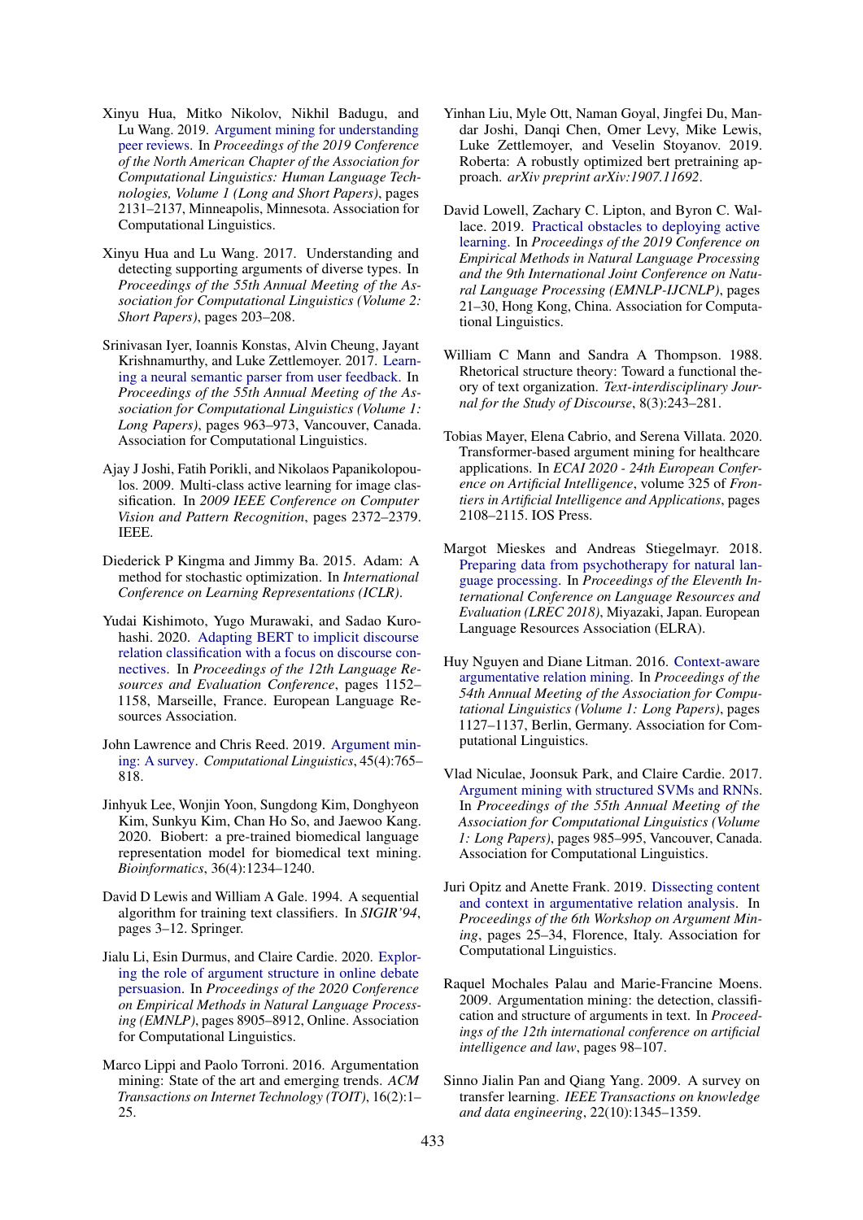Xinyu Hua, Mitko Nikolov, Nikhil Badugu, and Lu Wang. 2019. Argument mining for understanding peer reviews. In *Proceedings of the 2019 Conference of the North American Chapter of the Association for Computational Linguistics: Human Language Technologies, Volume 1 (Long and Short Papers)*, pages 2131–2137, Minneapolis, Minnesota. Association for Computational Linguistics.

Xinyu Hua and Lu Wang. 2017. Understanding and detecting supporting arguments of diverse types. In *Proceedings of the 55th Annual Meeting of the Association for Computational Linguistics (Volume 2: Short Papers)*, pages 203–208.

Srinivasan Iyer, Ioannis Konstas, Alvin Cheung, Jayant Krishnamurthy, and Luke Zettlemoyer. 2017. Learning a neural semantic parser from user feedback. In *Proceedings of the 55th Annual Meeting of the Association for Computational Linguistics (Volume 1: Long Papers)*, pages 963–973, Vancouver, Canada. Association for Computational Linguistics.

Ajay J Joshi, Fatih Porikli, and Nikolaos Papanikolopoulos. 2009. Multi-class active learning for image classification. In *2009 IEEE Conference on Computer Vision and Pattern Recognition*, pages 2372–2379. IEEE.

Diederick P Kingma and Jimmy Ba. 2015. Adam: A method for stochastic optimization. In *International Conference on Learning Representations (ICLR)*.

Yudai Kishimoto, Yugo Murawaki, and Sadao Kurohashi. 2020. Adapting BERT to implicit discourse relation classification with a focus on discourse connectives. In *Proceedings of the 12th Language Resources and Evaluation Conference*, pages 1152–1158, Marseille, France. European Language Resources Association.

John Lawrence and Chris Reed. 2019. Argument mining: A survey. *Computational Linguistics*, 45(4):765–818.

Jinhyuk Lee, Wonjin Yoon, Sungdong Kim, Donghyeon Kim, Sunkyu Kim, Chan Ho So, and Jaewoo Kang. 2020. Biobert: a pre-trained biomedical language representation model for biomedical text mining. *Bioinformatics*, 36(4):1234–1240.

David D Lewis and William A Gale. 1994. A sequential algorithm for training text classifiers. In *SIGIR'94*, pages 3–12. Springer.

Jialu Li, Esin Durmus, and Claire Cardie. 2020. Exploring the role of argument structure in online debate persuasion. In *Proceedings of the 2020 Conference on Empirical Methods in Natural Language Processing (EMNLP)*, pages 8905–8912, Online. Association for Computational Linguistics.

Marco Lippi and Paolo Torroni. 2016. Argumentation mining: State of the art and emerging trends. *ACM Transactions on Internet Technology (TOIT)*, 16(2):1–25.

Yinhan Liu, Myle Ott, Naman Goyal, Jingfei Du, Mandar Joshi, Danqi Chen, Omer Levy, Mike Lewis, Luke Zettlemoyer, and Veselin Stoyanov. 2019. Roberta: A robustly optimized bert pretraining approach. *arXiv preprint arXiv:1907.11692*.

David Lowell, Zachary C. Lipton, and Byron C. Wallace. 2019. Practical obstacles to deploying active learning. In *Proceedings of the 2019 Conference on Empirical Methods in Natural Language Processing and the 9th International Joint Conference on Natural Language Processing (EMNLP-IJCNLP)*, pages 21–30, Hong Kong, China. Association for Computational Linguistics.

William C Mann and Sandra A Thompson. 1988. Rhetorical structure theory: Toward a functional theory of text organization. *Text-interdisciplinary Journal for the Study of Discourse*, 8(3):243–281.

Tobias Mayer, Elena Cabrio, and Serena Villata. 2020. Transformer-based argument mining for healthcare applications. In *ECAI 2020 - 24th European Conference on Artificial Intelligence*, volume 325 of *Frontiers in Artificial Intelligence and Applications*, pages 2108–2115. IOS Press.

Margot Mieskes and Andreas Stiegelmayr. 2018. Preparing data from psychotherapy for natural language processing. In *Proceedings of the Eleventh International Conference on Language Resources and Evaluation (LREC 2018)*, Miyazaki, Japan. European Language Resources Association (ELRA).

Huy Nguyen and Diane Litman. 2016. Context-aware argumentative relation mining. In *Proceedings of the 54th Annual Meeting of the Association for Computational Linguistics (Volume 1: Long Papers)*, pages 1127–1137, Berlin, Germany. Association for Computational Linguistics.

Vlad Niculae, Joonsuk Park, and Claire Cardie. 2017. Argument mining with structured SVMs and RNNs. In *Proceedings of the 55th Annual Meeting of the Association for Computational Linguistics (Volume 1: Long Papers)*, pages 985–995, Vancouver, Canada. Association for Computational Linguistics.

Juri Opitz and Anette Frank. 2019. Dissecting content and context in argumentative relation analysis. In *Proceedings of the 6th Workshop on Argument Mining*, pages 25–34, Florence, Italy. Association for Computational Linguistics.

Raquel Mochales Palau and Marie-Francine Moens. 2009. Argumentation mining: the detection, classification and structure of arguments in text. In *Proceedings of the 12th international conference on artificial intelligence and law*, pages 98–107.

Sinno Jialin Pan and Qiang Yang. 2009. A survey on transfer learning. *IEEE Transactions on knowledge and data engineering*, 22(10):1345–1359.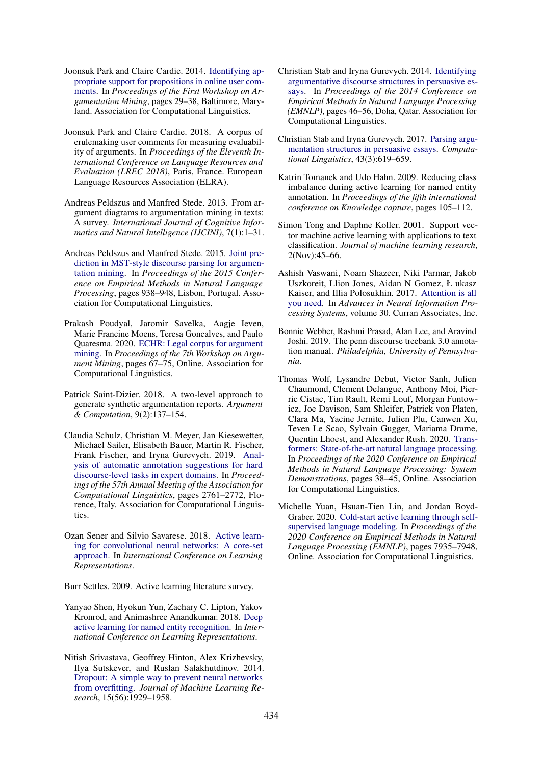Joonsuk Park and Claire Cardie. 2014. Identifying appropriate support for propositions in online user comments. In *Proceedings of the First Workshop on Argumentation Mining*, pages 29–38, Baltimore, Maryland. Association for Computational Linguistics.

Joonsuk Park and Claire Cardie. 2018. A corpus of erulemaking user comments for measuring evaluability of arguments. In *Proceedings of the Eleventh International Conference on Language Resources and Evaluation (LREC 2018)*, Paris, France. European Language Resources Association (ELRA).

Andreas Peldszus and Manfred Stede. 2013. From argument diagrams to argumentation mining in texts: A survey. *International Journal of Cognitive Informatics and Natural Intelligence (IJCINI)*, 7(1):1–31.

Andreas Peldszus and Manfred Stede. 2015. Joint prediction in MST-style discourse parsing for argumentation mining. In *Proceedings of the 2015 Conference on Empirical Methods in Natural Language Processing*, pages 938–948, Lisbon, Portugal. Association for Computational Linguistics.

Prakash Poudyal, Jaromir Savelka, Aagje Ieven, Marie Francine Moens, Teresa Goncalves, and Paulo Quaresma. 2020. ECHR: Legal corpus for argument mining. In *Proceedings of the 7th Workshop on Argument Mining*, pages 67–75, Online. Association for Computational Linguistics.

Patrick Saint-Dizier. 2018. A two-level approach to generate synthetic argumentation reports. *Argument & Computation*, 9(2):137–154.

Claudia Schulz, Christian M. Meyer, Jan Kiesewetter, Michael Sailer, Elisabeth Bauer, Martin R. Fischer, Frank Fischer, and Iryna Gurevych. 2019. Analysis of automatic annotation suggestions for hard discourse-level tasks in expert domains. In *Proceedings of the 57th Annual Meeting of the Association for Computational Linguistics*, pages 2761–2772, Florence, Italy. Association for Computational Linguistics.

Ozan Sener and Silvio Savarese. 2018. Active learning for convolutional neural networks: A core-set approach. In *International Conference on Learning Representations*.

Burr Settles. 2009. Active learning literature survey.

Yanyao Shen, Hyokun Yun, Zachary C. Lipton, Yakov Kronrod, and Animashree Anandkumar. 2018. Deep active learning for named entity recognition. In *International Conference on Learning Representations*.

Nitish Srivastava, Geoffrey Hinton, Alex Krizhevsky, Ilya Sutskever, and Ruslan Salakhutdinov. 2014. Dropout: A simple way to prevent neural networks from overfitting. *Journal of Machine Learning Research*, 15(56):1929–1958.

Christian Stab and Iryna Gurevych. 2014. Identifying argumentative discourse structures in persuasive essays. In *Proceedings of the 2014 Conference on Empirical Methods in Natural Language Processing (EMNLP)*, pages 46–56, Doha, Qatar. Association for Computational Linguistics.

Christian Stab and Iryna Gurevych. 2017. Parsing argumentation structures in persuasive essays. *Computational Linguistics*, 43(3):619–659.

Katrin Tomanek and Udo Hahn. 2009. Reducing class imbalance during active learning for named entity annotation. In *Proceedings of the fifth international conference on Knowledge capture*, pages 105–112.

Simon Tong and Daphne Koller. 2001. Support vector machine active learning with applications to text classification. *Journal of machine learning research*, 2(Nov):45–66.

Ashish Vaswani, Noam Shazeer, Niki Parmar, Jakob Uszkoreit, Llion Jones, Aidan N Gomez, Ł ukasz Kaiser, and Illia Polosukhin. 2017. Attention is all you need. In *Advances in Neural Information Processing Systems*, volume 30. Curran Associates, Inc.

Bonnie Webber, Rashmi Prasad, Alan Lee, and Aravind Joshi. 2019. The penn discourse treebank 3.0 annotation manual. *Philadelphia, University of Pennsylvania*.

Thomas Wolf, Lysandre Debut, Victor Sanh, Julien Chaumond, Clement Delangue, Anthony Moi, Pierric Cistac, Tim Rault, Remi Louf, Morgan Funtowicz, Joe Davison, Sam Shleifer, Patrick von Platen, Clara Ma, Yacine Jernite, Julien Plu, Canwen Xu, Teven Le Scao, Sylvain Gugger, Mariama Drame, Quentin Lhoest, and Alexander Rush. 2020. Transformers: State-of-the-art natural language processing. In *Proceedings of the 2020 Conference on Empirical Methods in Natural Language Processing: System Demonstrations*, pages 38–45, Online. Association for Computational Linguistics.

Michelle Yuan, Hsuan-Tien Lin, and Jordan Boyd-Graber. 2020. Cold-start active learning through self-supervised language modeling. In *Proceedings of the 2020 Conference on Empirical Methods in Natural Language Processing (EMNLP)*, pages 7935–7948, Online. Association for Computational Linguistics.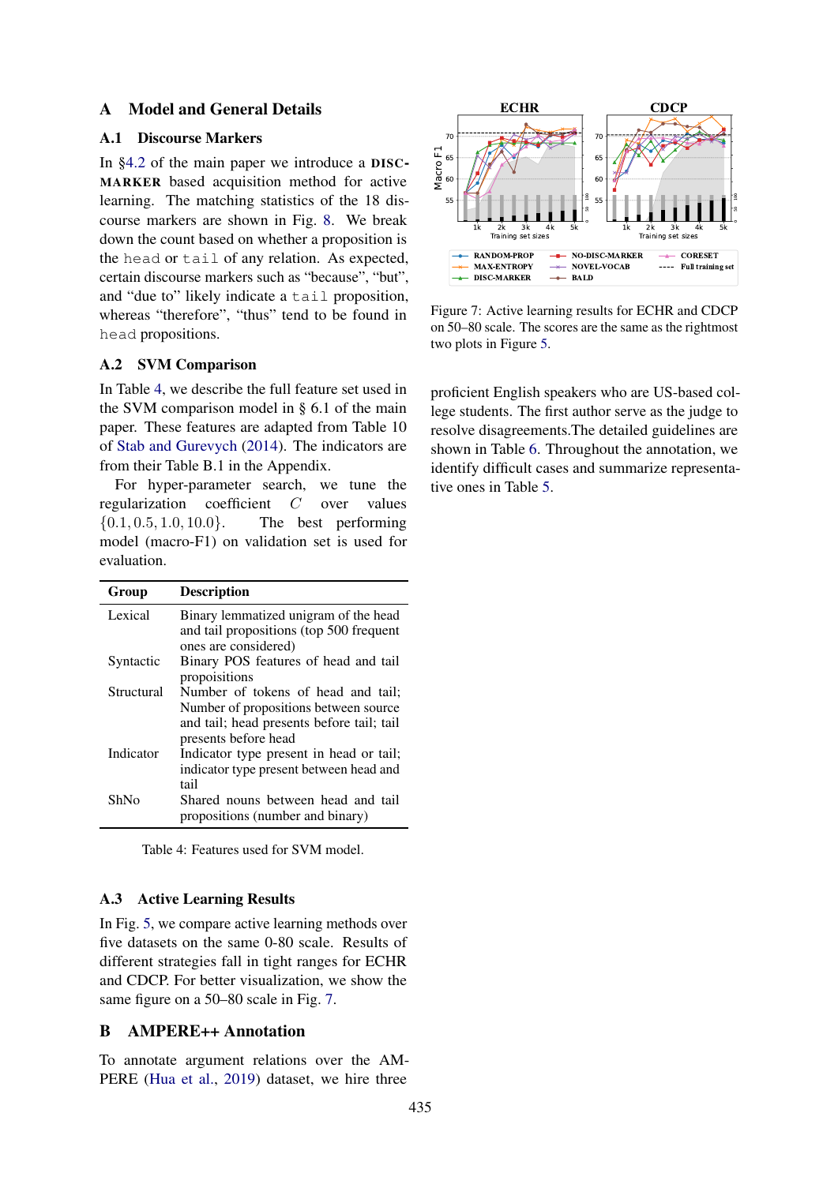# A Model and General Details

## A.1 Discourse Markers

In §4.2 of the main paper we introduce a DISC-MARKER based acquisition method for active learning. The matching statistics of the 18 discourse markers are shown in Fig. 8. We break down the count based on whether a proposition is the head or tail of any relation. As expected, certain discourse markers such as "because", "but", and "due to" likely indicate a tail proposition, whereas "therefore", "thus" tend to be found in head propositions.

## A.2 SVM Comparison

In Table 4, we describe the full feature set used in the SVM comparison model in § 6.1 of the main paper. These features are adapted from Table 10 of Stab and Gurevych (2014). The indicators are from their Table B.1 in the Appendix.

For hyper-parameter search, we tune the regularization coefficient $C$ over values $\{0.1, 0.5, 1.0, 10.0\}$. The best performing model (macro-F1) on validation set is used for evaluation.

| Group | Description |
|---|---|
| Lexical | Binary lemmatized unigram of the head and tail propositions (top 500 frequent ones are considered) |
| Syntactic | Binary POS features of head and tail propoisitions |
| Structural | Number of tokens of head and tail; Number of propositions between source and tail; head presents before tail; tail presents before head |
| Indicator | Indicator type present in head or tail; indicator type present between head and tail |
| ShNo | Shared nouns between head and tail propositions (number and binary) |

Table 4: Features used for SVM model.

## A.3 Active Learning Results

In Fig. 5, we compare active learning methods over five datasets on the same 0-80 scale. Results of different strategies fall in tight ranges for ECHR and CDCP. For better visualization, we show the same figure on a 50–80 scale in Fig. 7.

# B AMPERE++ Annotation

To annotate argument relations over the AMPERE (Hua et al., 2019) dataset, we hire three proficient English speakers who are US-based college students. The first author serve as the judge to resolve disagreements.The detailed guidelines are shown in Table 6. Throughout the annotation, we identify difficult cases and summarize representative ones in Table 5.

Figure 7: Active learning results for ECHR and CDCP on 50–80 scale. The scores are the same as the rightmost two plots in Figure 5.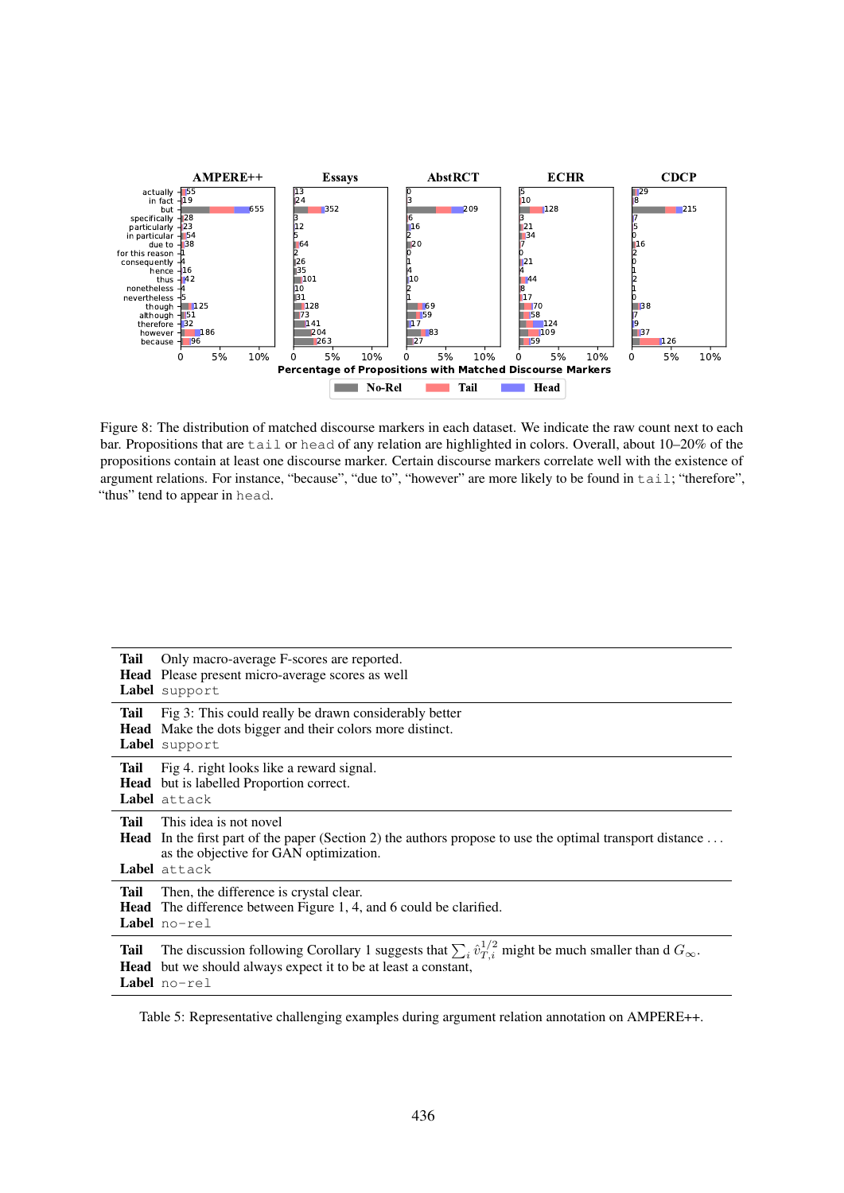Figure 8: The distribution of matched discourse markers in each dataset. We indicate the raw count next to each bar. Propositions that are `tail` or `head` of any relation are highlighted in colors. Overall, about 10–20% of the propositions contain at least one discourse marker. Certain discourse markers correlate well with the existence of argument relations. For instance, “because”, “due to”, “however” are more likely to be found in `tail`; “therefore”, “thus” tend to appear in `head`.

| | |
|---|---|
| **Tail** | Only macro-average F-scores are reported. |
| **Head** | Please present micro-average scores as well |
| **Label** | `support` |
| **Tail** | Fig 3: This could really be drawn considerably better |
| **Head** | Make the dots bigger and their colors more distinct. |
| **Label** | `support` |
| **Tail** | Fig 4. right looks like a reward signal. |
| **Head** | but is labelled Proportion correct. |
| **Label** | `attack` |
| **Tail** | This idea is not novel |
| **Head** | In the first part of the paper (Section 2) the authors propose to use the optimal transport distance . . . as the objective for GAN optimization. |
| **Label** | `attack` |
| **Tail** | Then, the difference is crystal clear. |
| **Head** | The difference between Figure 1, 4, and 6 could be clarified. |
| **Label** | `no-rel` |
| **Tail** | The discussion following Corollary 1 suggests that $\sum_i \hat{v}_{T,i}^{1/2}$ might be much smaller than d $G_\infty$. |
| **Head** | but we should always expect it to be at least a constant, |
| **Label** | `no-rel` |

Table 5: Representative challenging examples during argument relation annotation on AMPERE++.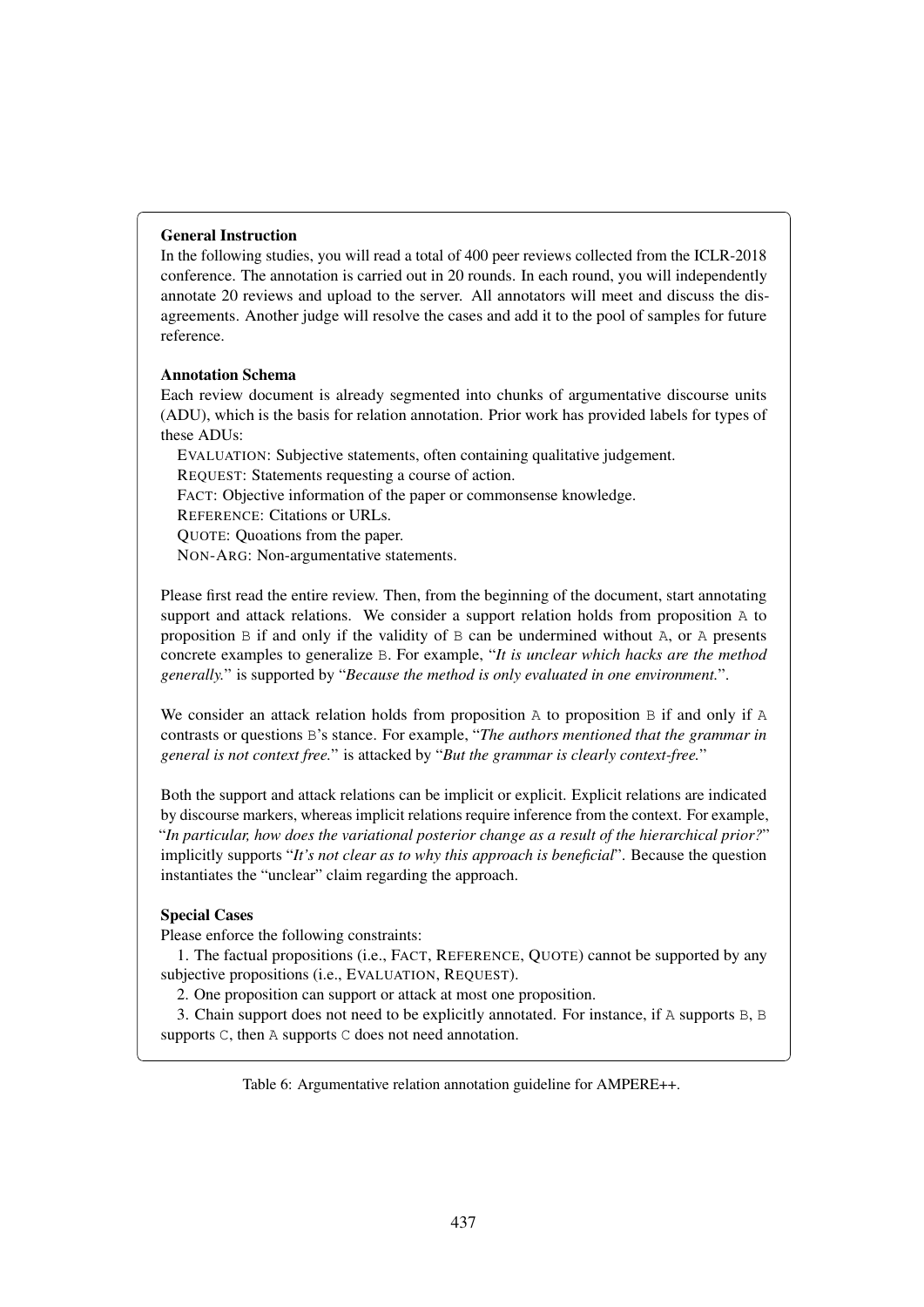**General Instruction**

In the following studies, you will read a total of 400 peer reviews collected from the ICLR-2018 conference. The annotation is carried out in 20 rounds. In each round, you will independently annotate 20 reviews and upload to the server. All annotators will meet and discuss the disagreements. Another judge will resolve the cases and add it to the pool of samples for future reference.

**Annotation Schema**

Each review document is already segmented into chunks of argumentative discourse units (ADU), which is the basis for relation annotation. Prior work has provided labels for types of these ADUs:

EVALUATION: Subjective statements, often containing qualitative judgement.
REQUEST: Statements requesting a course of action.
FACT: Objective information of the paper or commonsense knowledge.
REFERENCE: Citations or URLs.
QUOTE: Quoations from the paper.
NON-ARG: Non-argumentative statements.

Please first read the entire review. Then, from the beginning of the document, start annotating support and attack relations. We consider a support relation holds from proposition `A` to proposition `B` if and only if the validity of `B` can be undermined without `A`, or `A` presents concrete examples to generalize `B`. For example, "*It is unclear which hacks are the method generally.*" is supported by "*Because the method is only evaluated in one environment.*".

We consider an attack relation holds from proposition `A` to proposition `B` if and only if `A` contrasts or questions `B`'s stance. For example, "*The authors mentioned that the grammar in general is not context free.*" is attacked by "*But the grammar is clearly context-free.*"

Both the support and attack relations can be implicit or explicit. Explicit relations are indicated by discourse markers, whereas implicit relations require inference from the context. For example, "*In particular, how does the variational posterior change as a result of the hierarchical prior?*" implicitly supports "*It's not clear as to why this approach is beneficial*". Because the question instantiates the "unclear" claim regarding the approach.

**Special Cases**

Please enforce the following constraints:

1. The factual propositions (i.e., FACT, REFERENCE, QUOTE) cannot be supported by any subjective propositions (i.e., EVALUATION, REQUEST).
2. One proposition can support or attack at most one proposition.
3. Chain support does not need to be explicitly annotated. For instance, if `A` supports `B`, `B` supports `C`, then `A` supports `C` does not need annotation.

Table 6: Argumentative relation annotation guideline for AMPERE++.